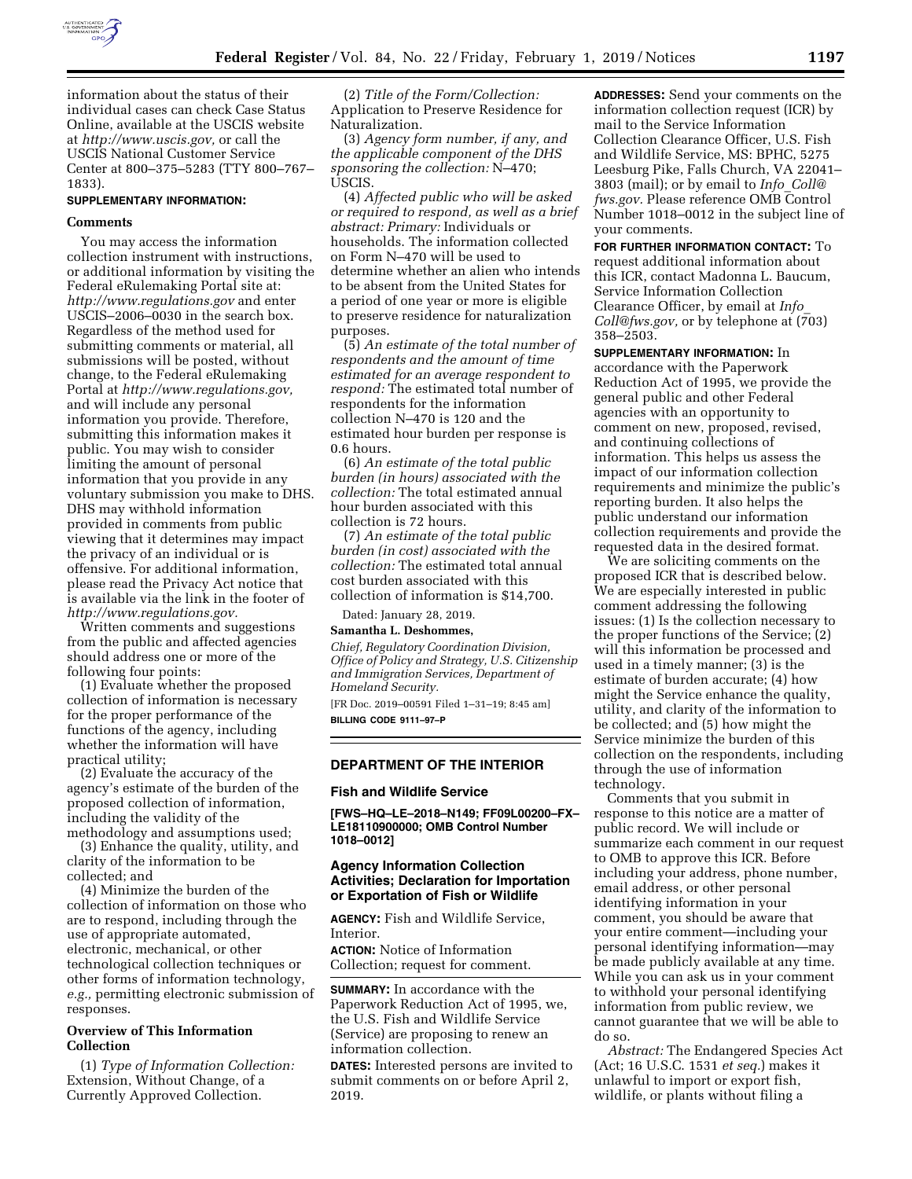information about the status of their individual cases can check Case Status Online, available at the USCIS website at *http://www.uscis.gov,* or call the USCIS National Customer Service Center at 800–375–5283 (TTY 800–767–1833).

**SUPPLEMENTARY INFORMATION:**

**Comments**

You may access the information collection instrument with instructions, or additional information by visiting the Federal eRulemaking Portal site at: *http://www.regulations.gov* and enter USCIS–2006–0030 in the search box. Regardless of the method used for submitting comments or material, all submissions will be posted, without change, to the Federal eRulemaking Portal at *http://www.regulations.gov,* and will include any personal information you provide. Therefore, submitting this information makes it public. You may wish to consider limiting the amount of personal information that you provide in any voluntary submission you make to DHS. DHS may withhold information provided in comments from public viewing that it determines may impact the privacy of an individual or is offensive. For additional information, please read the Privacy Act notice that is available via the link in the footer of *http://www.regulations.gov.*

Written comments and suggestions from the public and affected agencies should address one or more of the following four points:

(1) Evaluate whether the proposed collection of information is necessary for the proper performance of the functions of the agency, including whether the information will have practical utility;

(2) Evaluate the accuracy of the agency's estimate of the burden of the proposed collection of information, including the validity of the methodology and assumptions used;

(3) Enhance the quality, utility, and clarity of the information to be collected; and

(4) Minimize the burden of the collection of information on those who are to respond, including through the use of appropriate automated, electronic, mechanical, or other technological collection techniques or other forms of information technology, *e.g.,* permitting electronic submission of responses.

**Overview of This Information Collection**

(1) *Type of Information Collection:* Extension, Without Change, of a Currently Approved Collection.

(2) *Title of the Form/Collection:* Application to Preserve Residence for Naturalization.

(3) *Agency form number, if any, and the applicable component of the DHS sponsoring the collection:* N–470; USCIS.

(4) *Affected public who will be asked or required to respond, as well as a brief abstract: Primary:* Individuals or households. The information collected on Form N–470 will be used to determine whether an alien who intends to be absent from the United States for a period of one year or more is eligible to preserve residence for naturalization purposes.

(5) *An estimate of the total number of respondents and the amount of time estimated for an average respondent to respond:* The estimated total number of respondents for the information collection N–470 is 120 and the estimated hour burden per response is 0.6 hours.

(6) *An estimate of the total public burden (in hours) associated with the collection:* The total estimated annual hour burden associated with this collection is 72 hours.

(7) *An estimate of the total public burden (in cost) associated with the collection:* The estimated total annual cost burden associated with this collection of information is $14,700.

Dated: January 28, 2019.

**Samantha L. Deshommes,**

*Chief, Regulatory Coordination Division, Office of Policy and Strategy, U.S. Citizenship and Immigration Services, Department of Homeland Security.*

[FR Doc. 2019–00591 Filed 1–31–19; 8:45 am]

**BILLING CODE 9111–97–P**

## DEPARTMENT OF THE INTERIOR

### Fish and Wildlife Service

**[FWS–HQ–LE–2018–N149; FF09L00200–FX–LE18110900000; OMB Control Number 1018–0012]**

### Agency Information Collection Activities; Declaration for Importation or Exportation of Fish or Wildlife

**AGENCY:** Fish and Wildlife Service, Interior.

**ACTION:** Notice of Information Collection; request for comment.

**SUMMARY:** In accordance with the Paperwork Reduction Act of 1995, we, the U.S. Fish and Wildlife Service (Service) are proposing to renew an information collection.

**DATES:** Interested persons are invited to submit comments on or before April 2, 2019.

**ADDRESSES:** Send your comments on the information collection request (ICR) by mail to the Service Information Collection Clearance Officer, U.S. Fish and Wildlife Service, MS: BPHC, 5275 Leesburg Pike, Falls Church, VA 22041–3803 (mail); or by email to *Info_Coll@fws.gov.* Please reference OMB Control Number 1018–0012 in the subject line of your comments.

**FOR FURTHER INFORMATION CONTACT:** To request additional information about this ICR, contact Madonna L. Baucum, Service Information Collection Clearance Officer, by email at *Info_Coll@fws.gov,* or by telephone at (703) 358–2503.

**SUPPLEMENTARY INFORMATION:** In accordance with the Paperwork Reduction Act of 1995, we provide the general public and other Federal agencies with an opportunity to comment on new, proposed, revised, and continuing collections of information. This helps us assess the impact of our information collection requirements and minimize the public's reporting burden. It also helps the public understand our information collection requirements and provide the requested data in the desired format.

We are soliciting comments on the proposed ICR that is described below. We are especially interested in public comment addressing the following issues: (1) Is the collection necessary to the proper functions of the Service; (2) will this information be processed and used in a timely manner; (3) is the estimate of burden accurate; (4) how might the Service enhance the quality, utility, and clarity of the information to be collected; and (5) how might the Service minimize the burden of this collection on the respondents, including through the use of information technology.

Comments that you submit in response to this notice are a matter of public record. We will include or summarize each comment in our request to OMB to approve this ICR. Before including your address, phone number, email address, or other personal identifying information in your comment, you should be aware that your entire comment—including your personal identifying information—may be made publicly available at any time. While you can ask us in your comment to withhold your personal identifying information from public review, we cannot guarantee that we will be able to do so.

*Abstract:* The Endangered Species Act (Act; 16 U.S.C. 1531 *et seq.*) makes it unlawful to import or export fish, wildlife, or plants without filing a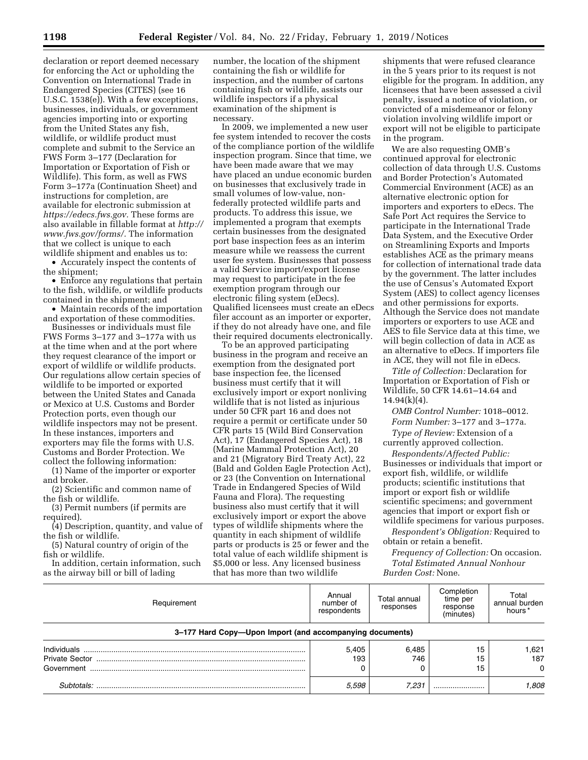declaration or report deemed necessary for enforcing the Act or upholding the Convention on International Trade in Endangered Species (CITES) (see 16 U.S.C. 1538(e)). With a few exceptions, businesses, individuals, or government agencies importing into or exporting from the United States any fish, wildlife, or wildlife product must complete and submit to the Service an FWS Form 3–177 (Declaration for Importation or Exportation of Fish or Wildlife). This form, as well as FWS Form 3–177a (Continuation Sheet) and instructions for completion, are available for electronic submission at *https://edecs.fws.gov.* These forms are also available in fillable format at *http://www.fws.gov/forms/.* The information that we collect is unique to each wildlife shipment and enables us to:

- Accurately inspect the contents of the shipment;
- Enforce any regulations that pertain to the fish, wildlife, or wildlife products contained in the shipment; and
- Maintain records of the importation and exportation of these commodities.

Businesses or individuals must file FWS Forms 3–177 and 3–177a with us at the time when and at the port where they request clearance of the import or export of wildlife or wildlife products. Our regulations allow certain species of wildlife to be imported or exported between the United States and Canada or Mexico at U.S. Customs and Border Protection ports, even though our wildlife inspectors may not be present. In these instances, importers and exporters may file the forms with U.S. Customs and Border Protection. We collect the following information:

(1) Name of the importer or exporter and broker.

(2) Scientific and common name of the fish or wildlife.

(3) Permit numbers (if permits are required).

(4) Description, quantity, and value of the fish or wildlife.

(5) Natural country of origin of the fish or wildlife.

In addition, certain information, such as the airway bill or bill of lading number, the location of the shipment containing the fish or wildlife for inspection, and the number of cartons containing fish or wildlife, assists our wildlife inspectors if a physical examination of the shipment is necessary.

In 2009, we implemented a new user fee system intended to recover the costs of the compliance portion of the wildlife inspection program. Since that time, we have been made aware that we may have placed an undue economic burden on businesses that exclusively trade in small volumes of low-value, non-federally protected wildlife parts and products. To address this issue, we implemented a program that exempts certain businesses from the designated port base inspection fees as an interim measure while we reassess the current user fee system. Businesses that possess a valid Service import/export license may request to participate in the fee exemption program through our electronic filing system (eDecs). Qualified licensees must create an eDecs filer account as an importer or exporter, if they do not already have one, and file their required documents electronically.

To be an approved participating business in the program and receive an exemption from the designated port base inspection fee, the licensed business must certify that it will exclusively import or export nonliving wildlife that is not listed as injurious under 50 CFR part 16 and does not require a permit or certificate under 50 CFR parts 15 (Wild Bird Conservation Act), 17 (Endangered Species Act), 18 (Marine Mammal Protection Act), 20 and 21 (Migratory Bird Treaty Act), 22 (Bald and Golden Eagle Protection Act), or 23 (the Convention on International Trade in Endangered Species of Wild Fauna and Flora). The requesting business also must certify that it will exclusively import or export the above types of wildlife shipments where the quantity in each shipment of wildlife parts or products is 25 or fewer and the total value of each wildlife shipment is $5,000 or less. Any licensed business that has more than two wildlife shipments that were refused clearance in the 5 years prior to its request is not eligible for the program. In addition, any licensees that have been assessed a civil penalty, issued a notice of violation, or convicted of a misdemeanor or felony violation involving wildlife import or export will not be eligible to participate in the program.

We are also requesting OMB's continued approval for electronic collection of data through U.S. Customs and Border Protection's Automated Commercial Environment (ACE) as an alternative electronic option for importers and exporters to eDecs. The Safe Port Act requires the Service to participate in the International Trade Data System, and the Executive Order on Streamlining Exports and Imports establishes ACE as the primary means for collection of international trade data by the government. The latter includes the use of Census's Automated Export System (AES) to collect agency licenses and other permissions for exports. Although the Service does not mandate importers or exporters to use ACE and AES to file Service data at this time, we will begin collection of data in ACE as an alternative to eDecs. If importers file in ACE, they will not file in eDecs.

*Title of Collection:* Declaration for Importation or Exportation of Fish or Wildlife, 50 CFR 14.61–14.64 and 14.94(k)(4).

*OMB Control Number:* 1018–0012.

*Form Number:* 3–177 and 3–177a.

*Type of Review:* Extension of a currently approved collection.

*Respondents/Affected Public:* Businesses or individuals that import or export fish, wildlife, or wildlife products; scientific institutions that import or export fish or wildlife scientific specimens; and government agencies that import or export fish or wildlife specimens for various purposes.

*Respondent's Obligation:* Required to obtain or retain a benefit.

*Frequency of Collection:* On occasion.

*Total Estimated Annual Nonhour Burden Cost:* None.

| Requirement | Annual number of respondents | Total annual responses | Completion time per response (minutes) | Total annual burden hours * |
|---|---|---|---|---|
| **3–177 Hard Copy—Upon Import (and accompanying documents)** | | | | |
| Individuals | 5,405 | 6,485 | 15 | 1,621 |
| Private Sector | 193 | 746 | 15 | 187 |
| Government | 0 | 0 | 15 | 0 |
| *Subtotals:* | *5,598* | *7,231* | | *1,808* |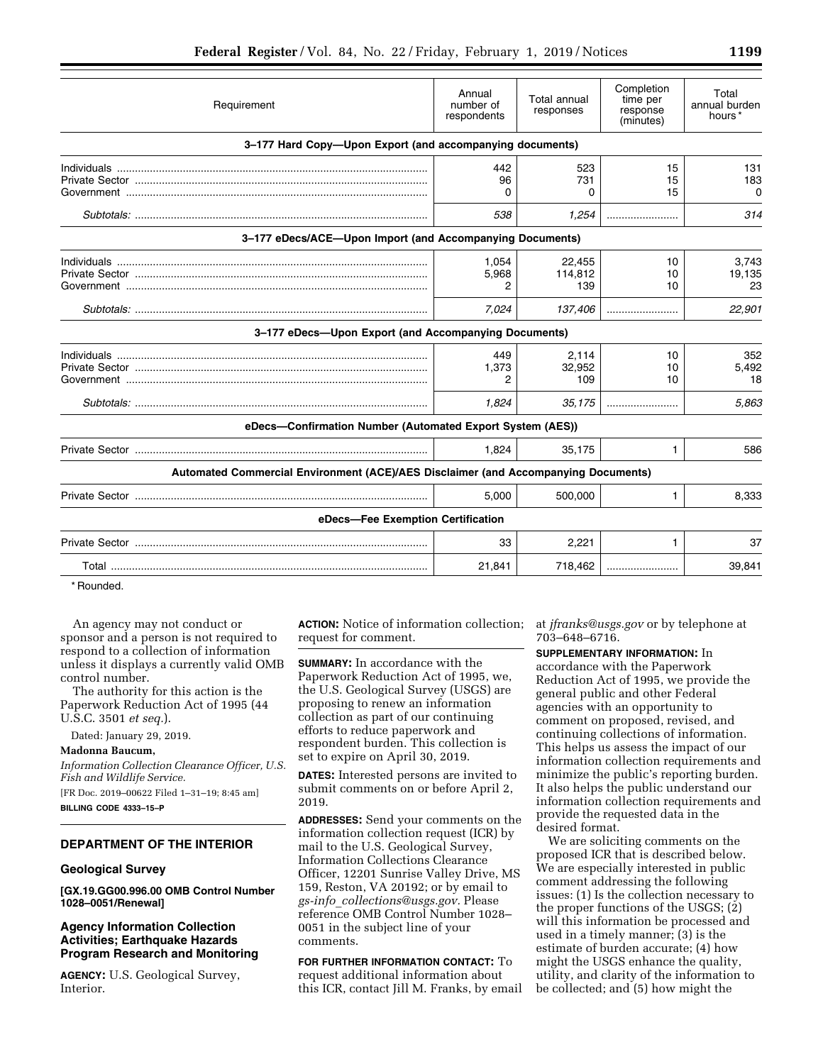| Requirement | Annual number of respondents | Total annual responses | Completion time per response (minutes) | Total annual burden hours* |
|---|---|---|---|---|
| **3–177 Hard Copy—Upon Export (and accompanying documents)** | | | | |
| Individuals | 442 | 523 | 15 | 131 |
| Private Sector | 96 | 731 | 15 | 183 |
| Government | 0 | 0 | 15 | 0 |
| *Subtotals:* | *538* | *1,254* | | *314* |
| **3–177 eDecs/ACE—Upon Import (and Accompanying Documents)** | | | | |
| Individuals | 1,054 | 22,455 | 10 | 3,743 |
| Private Sector | 5,968 | 114,812 | 10 | 19,135 |
| Government | 2 | 139 | 10 | 23 |
| *Subtotals:* | *7,024* | *137,406* | | *22,901* |
| **3–177 eDecs—Upon Export (and Accompanying Documents)** | | | | |
| Individuals | 449 | 2,114 | 10 | 352 |
| Private Sector | 1,373 | 32,952 | 10 | 5,492 |
| Government | 2 | 109 | 10 | 18 |
| *Subtotals:* | *1,824* | *35,175* | | *5,863* |
| **eDecs—Confirmation Number (Automated Export System (AES))** | | | | |
| Private Sector | 1,824 | 35,175 | 1 | 586 |
| **Automated Commercial Environment (ACE)/AES Disclaimer (and Accompanying Documents)** | | | | |
| Private Sector | 5,000 | 500,000 | 1 | 8,333 |
| **eDecs—Fee Exemption Certification** | | | | |
| Private Sector | 33 | 2,221 | 1 | 37 |
| Total | 21,841 | 718,462 | | 39,841 |

* Rounded.

An agency may not conduct or sponsor and a person is not required to respond to a collection of information unless it displays a currently valid OMB control number.

The authority for this action is the Paperwork Reduction Act of 1995 (44 U.S.C. 3501 *et seq.*).

Dated: January 29, 2019.

**Madonna Baucum,**

*Information Collection Clearance Officer, U.S. Fish and Wildlife Service.*

[FR Doc. 2019–00622 Filed 1–31–19; 8:45 am]

**BILLING CODE 4333–15–P**

## DEPARTMENT OF THE INTERIOR

### Geological Survey

**[GX.19.GG00.996.00 OMB Control Number 1028–0051/Renewal]**

### Agency Information Collection Activities; Earthquake Hazards Program Research and Monitoring

**AGENCY:** U.S. Geological Survey, Interior.

**ACTION:** Notice of information collection; request for comment.

**SUMMARY:** In accordance with the Paperwork Reduction Act of 1995, we, the U.S. Geological Survey (USGS) are proposing to renew an information collection as part of our continuing efforts to reduce paperwork and respondent burden. This collection is set to expire on April 30, 2019.

**DATES:** Interested persons are invited to submit comments on or before April 2, 2019.

**ADDRESSES:** Send your comments on the information collection request (ICR) by mail to the U.S. Geological Survey, Information Collections Clearance Officer, 12201 Sunrise Valley Drive, MS 159, Reston, VA 20192; or by email to *gs-info_collections@usgs.gov*. Please reference OMB Control Number 1028–0051 in the subject line of your comments.

**FOR FURTHER INFORMATION CONTACT:** To request additional information about this ICR, contact Jill M. Franks, by email at *jfranks@usgs.gov* or by telephone at 703–648–6716.

**SUPPLEMENTARY INFORMATION:** In accordance with the Paperwork Reduction Act of 1995, we provide the general public and other Federal agencies with an opportunity to comment on proposed, revised, and continuing collections of information. This helps us assess the impact of our information collection requirements and minimize the public's reporting burden. It also helps the public understand our information collection requirements and provide the requested data in the desired format.

We are soliciting comments on the proposed ICR that is described below. We are especially interested in public comment addressing the following issues: (1) Is the collection necessary to the proper functions of the USGS; (2) will this information be processed and used in a timely manner; (3) is the estimate of burden accurate; (4) how might the USGS enhance the quality, utility, and clarity of the information to be collected; and (5) how might the